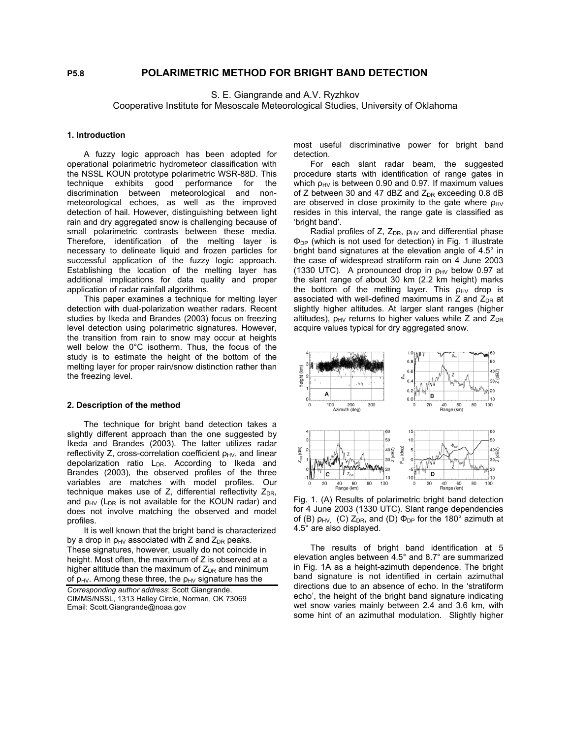P5.8

# POLARIMETRIC METHOD FOR BRIGHT BAND DETECTION

S. E. Giangrande and A.V. Ryzhkov
Cooperative Institute for Mesoscale Meteorological Studies, University of Oklahoma

## 1. Introduction

A fuzzy logic approach has been adopted for operational polarimetric hydrometeor classification with the NSSL KOUN prototype polarimetric WSR-88D. This technique exhibits good performance for the discrimination between meteorological and non-meteorological echoes, as well as the improved detection of hail. However, distinguishing between light rain and dry aggregated snow is challenging because of small polarimetric contrasts between these media. Therefore, identification of the melting layer is necessary to delineate liquid and frozen particles for successful application of the fuzzy logic approach. Establishing the location of the melting layer has additional implications for data quality and proper application of radar rainfall algorithms.

This paper examines a technique for melting layer detection with dual-polarization weather radars. Recent studies by Ikeda and Brandes (2003) focus on freezing level detection using polarimetric signatures. However, the transition from rain to snow may occur at heights well below the 0°C isotherm. Thus, the focus of the study is to estimate the height of the bottom of the melting layer for proper rain/snow distinction rather than the freezing level.

## 2. Description of the method

The technique for bright band detection takes a slightly different approach than the one suggested by Ikeda and Brandes (2003). The latter utilizes radar reflectivity Z, cross-correlation coefficient $\rho_{HV}$, and linear depolarization ratio $L_{DR}$. According to Ikeda and Brandes (2003), the observed profiles of the three variables are matches with model profiles. Our technique makes use of Z, differential reflectivity $Z_{DR}$, and $\rho_{HV}$ ($L_{DR}$ is not available for the KOUN radar) and does not involve matching the observed and model profiles.

It is well known that the bright band is characterized by a drop in $\rho_{HV}$ associated with Z and $Z_{DR}$ peaks. These signatures, however, usually do not coincide in height. Most often, the maximum of Z is observed at a higher altitude than the maximum of $Z_{DR}$ and minimum of $\rho_{HV}$. Among these three, the $\rho_{HV}$ signature has the most useful discriminative power for bright band detection.

For each slant radar beam, the suggested procedure starts with identification of range gates in which $\rho_{HV}$ is between 0.90 and 0.97. If maximum values of Z between 30 and 47 dBZ and $Z_{DR}$ exceeding 0.8 dB are observed in close proximity to the gate where $\rho_{HV}$ resides in this interval, the range gate is classified as 'bright band'.

Radial profiles of Z, $Z_{DR}$, $\rho_{HV}$ and differential phase $\Phi_{DP}$ (which is not used for detection) in Fig. 1 illustrate bright band signatures at the elevation angle of 4.5° in the case of widespread stratiform rain on 4 June 2003 (1330 UTC). A pronounced drop in $\rho_{HV}$ below 0.97 at the slant range of about 30 km (2.2 km height) marks the bottom of the melting layer. This $\rho_{HV}$ drop is associated with well-defined maximums in Z and $Z_{DR}$ at slightly higher altitudes. At larger slant ranges (higher altitudes), $\rho_{HV}$ returns to higher values while Z and $Z_{DR}$ acquire values typical for dry aggregated snow.

Fig. 1. (A) Results of polarimetric bright band detection for 4 June 2003 (1330 UTC). Slant range dependencies of (B) $\rho_{HV}$, (C) $Z_{DR}$, and (D) $\Phi_{DP}$ for the 180° azimuth at 4.5° are also displayed.

The results of bright band identification at 5 elevation angles between 4.5° and 8.7° are summarized in Fig. 1A as a height-azimuth dependence. The bright band signature is not identified in certain azimuthal directions due to an absence of echo. In the 'stratiform echo', the height of the bright band signature indicating wet snow varies mainly between 2.4 and 3.6 km, with some hint of an azimuthal modulation. Slightly higher

*Corresponding author address*: Scott Giangrande, CIMMS/NSSL, 1313 Halley Circle, Norman, OK 73069
Email: Scott.Giangrande@noaa.gov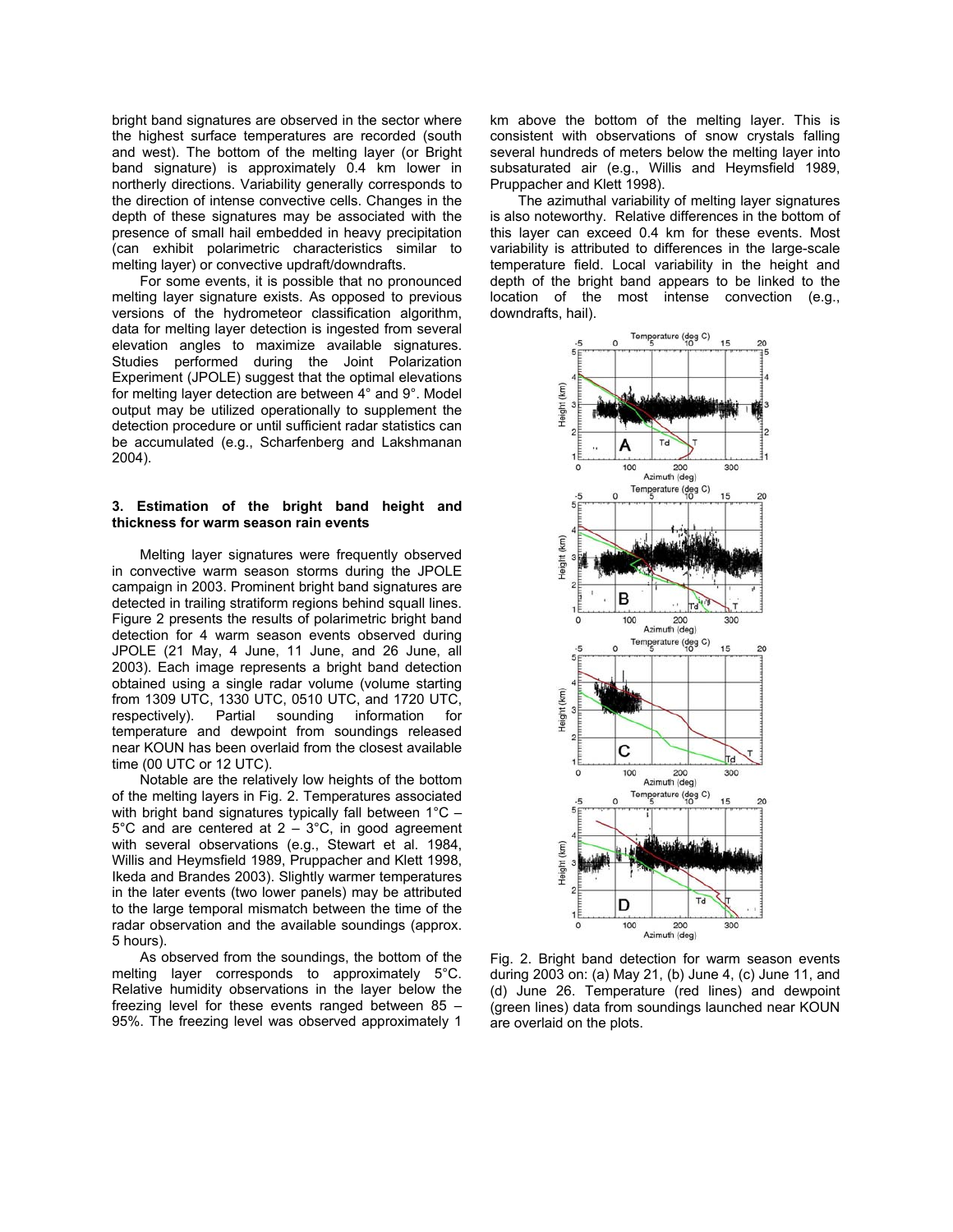bright band signatures are observed in the sector where the highest surface temperatures are recorded (south and west). The bottom of the melting layer (or Bright band signature) is approximately 0.4 km lower in northerly directions. Variability generally corresponds to the direction of intense convective cells. Changes in the depth of these signatures may be associated with the presence of small hail embedded in heavy precipitation (can exhibit polarimetric characteristics similar to melting layer) or convective updraft/downdrafts.

For some events, it is possible that no pronounced melting layer signature exists. As opposed to previous versions of the hydrometeor classification algorithm, data for melting layer detection is ingested from several elevation angles to maximize available signatures. Studies performed during the Joint Polarization Experiment (JPOLE) suggest that the optimal elevations for melting layer detection are between 4° and 9°. Model output may be utilized operationally to supplement the detection procedure or until sufficient radar statistics can be accumulated (e.g., Scharfenberg and Lakshmanan 2004).

### 3. Estimation of the bright band height and thickness for warm season rain events

Melting layer signatures were frequently observed in convective warm season storms during the JPOLE campaign in 2003. Prominent bright band signatures are detected in trailing stratiform regions behind squall lines. Figure 2 presents the results of polarimetric bright band detection for 4 warm season events observed during JPOLE (21 May, 4 June, 11 June, and 26 June, all 2003). Each image represents a bright band detection obtained using a single radar volume (volume starting from 1309 UTC, 1330 UTC, 0510 UTC, and 1720 UTC, respectively). Partial sounding information for temperature and dewpoint from soundings released near KOUN has been overlaid from the closest available time (00 UTC or 12 UTC).

Notable are the relatively low heights of the bottom of the melting layers in Fig. 2. Temperatures associated with bright band signatures typically fall between 1°C – 5°C and are centered at 2 – 3°C, in good agreement with several observations (e.g., Stewart et al. 1984, Willis and Heymsfield 1989, Pruppacher and Klett 1998, Ikeda and Brandes 2003). Slightly warmer temperatures in the later events (two lower panels) may be attributed to the large temporal mismatch between the time of the radar observation and the available soundings (approx. 5 hours).

As observed from the soundings, the bottom of the melting layer corresponds to approximately 5°C. Relative humidity observations in the layer below the freezing level for these events ranged between 85 – 95%. The freezing level was observed approximately 1 km above the bottom of the melting layer. This is consistent with observations of snow crystals falling several hundreds of meters below the melting layer into subsaturated air (e.g., Willis and Heymsfield 1989, Pruppacher and Klett 1998).

The azimuthal variability of melting layer signatures is also noteworthy. Relative differences in the bottom of this layer can exceed 0.4 km for these events. Most variability is attributed to differences in the large-scale temperature field. Local variability in the height and depth of the bright band appears to be linked to the location of the most intense convection (e.g., downdrafts, hail).

Fig. 2. Bright band detection for warm season events during 2003 on: (a) May 21, (b) June 4, (c) June 11, and (d) June 26. Temperature (red lines) and dewpoint (green lines) data from soundings launched near KOUN are overlaid on the plots.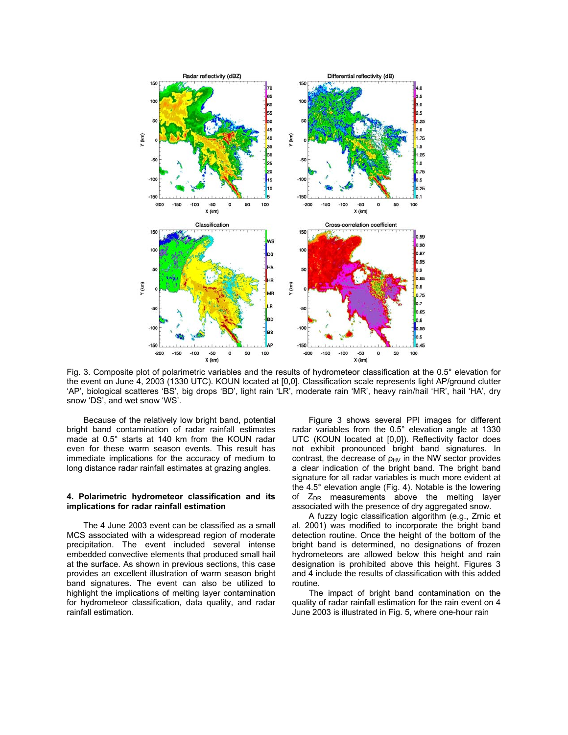Fig. 3. Composite plot of polarimetric variables and the results of hydrometeor classification at the 0.5° elevation for the event on June 4, 2003 (1330 UTC). KOUN located at [0,0]. Classification scale represents light AP/ground clutter 'AP', biological scatteres 'BS', big drops 'BD', light rain 'LR', moderate rain 'MR', heavy rain/hail 'HR', hail 'HA', dry snow 'DS', and wet snow 'WS'.

Because of the relatively low bright band, potential bright band contamination of radar rainfall estimates made at 0.5° starts at 140 km from the KOUN radar even for these warm season events. This result has immediate implications for the accuracy of medium to long distance radar rainfall estimates at grazing angles.

## 4. Polarimetric hydrometeor classification and its implications for radar rainfall estimation

The 4 June 2003 event can be classified as a small MCS associated with a widespread region of moderate precipitation. The event included several intense embedded convective elements that produced small hail at the surface. As shown in previous sections, this case provides an excellent illustration of warm season bright band signatures. The event can also be utilized to highlight the implications of melting layer contamination for hydrometeor classification, data quality, and radar rainfall estimation.

Figure 3 shows several PPI images for different radar variables from the 0.5° elevation angle at 1330 UTC (KOUN located at [0,0]). Reflectivity factor does not exhibit pronounced bright band signatures. In contrast, the decrease of $\rho_{HV}$ in the NW sector provides a clear indication of the bright band. The bright band signature for all radar variables is much more evident at the 4.5° elevation angle (Fig. 4). Notable is the lowering of $Z_{DR}$ measurements above the melting layer associated with the presence of dry aggregated snow.

A fuzzy logic classification algorithm (e.g., Zrnic et al. 2001) was modified to incorporate the bright band detection routine. Once the height of the bottom of the bright band is determined, no designations of frozen hydrometeors are allowed below this height and rain designation is prohibited above this height. Figures 3 and 4 include the results of classification with this added routine.

The impact of bright band contamination on the quality of radar rainfall estimation for the rain event on 4 June 2003 is illustrated in Fig. 5, where one-hour rain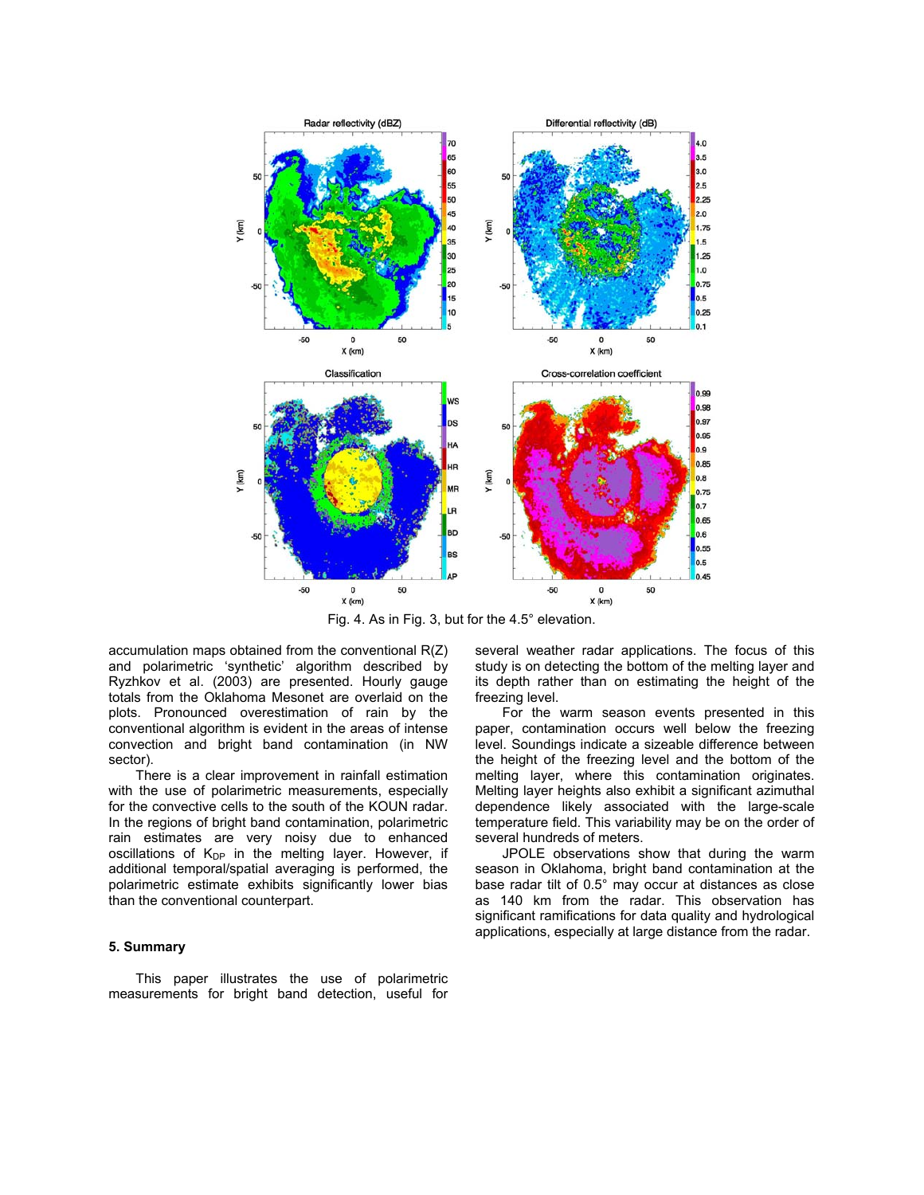Fig. 4. As in Fig. 3, but for the 4.5° elevation.

accumulation maps obtained from the conventional R(Z) and polarimetric 'synthetic' algorithm described by Ryzhkov et al. (2003) are presented. Hourly gauge totals from the Oklahoma Mesonet are overlaid on the plots. Pronounced overestimation of rain by the conventional algorithm is evident in the areas of intense convection and bright band contamination (in NW sector).

There is a clear improvement in rainfall estimation with the use of polarimetric measurements, especially for the convective cells to the south of the KOUN radar. In the regions of bright band contamination, polarimetric rain estimates are very noisy due to enhanced oscillations of $K_{DP}$ in the melting layer. However, if additional temporal/spatial averaging is performed, the polarimetric estimate exhibits significantly lower bias than the conventional counterpart.

## 5. Summary

This paper illustrates the use of polarimetric measurements for bright band detection, useful for several weather radar applications. The focus of this study is on detecting the bottom of the melting layer and its depth rather than on estimating the height of the freezing level.

For the warm season events presented in this paper, contamination occurs well below the freezing level. Soundings indicate a sizeable difference between the height of the freezing level and the bottom of the melting layer, where this contamination originates. Melting layer heights also exhibit a significant azimuthal dependence likely associated with the large-scale temperature field. This variability may be on the order of several hundreds of meters.

JPOLE observations show that during the warm season in Oklahoma, bright band contamination at the base radar tilt of 0.5° may occur at distances as close as 140 km from the radar. This observation has significant ramifications for data quality and hydrological applications, especially at large distance from the radar.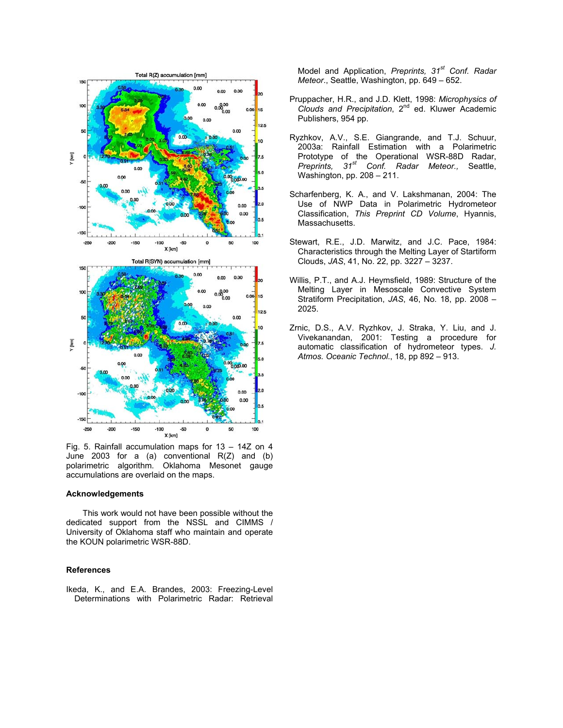Total R(Z) accumulation [mm]

Total R(SYN) accumulation [mm]

Fig. 5. Rainfall accumulation maps for 13 – 14Z on 4 June 2003 for a (a) conventional R(Z) and (b) polarimetric algorithm. Oklahoma Mesonet gauge accumulations are overlaid on the maps.

### Acknowledgements

This work would not have been possible without the dedicated support from the NSSL and CIMMS / University of Oklahoma staff who maintain and operate the KOUN polarimetric WSR-88D.

### References

Ikeda, K., and E.A. Brandes, 2003: Freezing-Level Determinations with Polarimetric Radar: Retrieval Model and Application, *Preprints, 31st Conf. Radar Meteor.*, Seattle, Washington, pp. 649 – 652.

Pruppacher, H.R., and J.D. Klett, 1998: *Microphysics of Clouds and Precipitation*, 2nd ed. Kluwer Academic Publishers, 954 pp.

Ryzhkov, A.V., S.E. Giangrande, and T.J. Schuur, 2003a: Rainfall Estimation with a Polarimetric Prototype of the Operational WSR-88D Radar, *Preprints, 31st Conf. Radar Meteor.,* Seattle, Washington, pp. 208 – 211.

Scharfenberg, K. A., and V. Lakshmanan, 2004: The Use of NWP Data in Polarimetric Hydrometeor Classification, *This Preprint CD Volume*, Hyannis, Massachusetts.

Stewart, R.E., J.D. Marwitz, and J.C. Pace, 1984: Characteristics through the Melting Layer of Startiform Clouds, *JAS*, 41, No. 22, pp. 3227 – 3237.

Willis, P.T., and A.J. Heymsfield, 1989: Structure of the Melting Layer in Mesoscale Convective System Stratiform Precipitation, *JAS*, 46, No. 18, pp. 2008 – 2025.

Zrnic, D.S., A.V. Ryzhkov, J. Straka, Y. Liu, and J. Vivekanandan, 2001: Testing a procedure for automatic classification of hydrometeor types. *J. Atmos. Oceanic Technol.*, 18, pp 892 – 913.